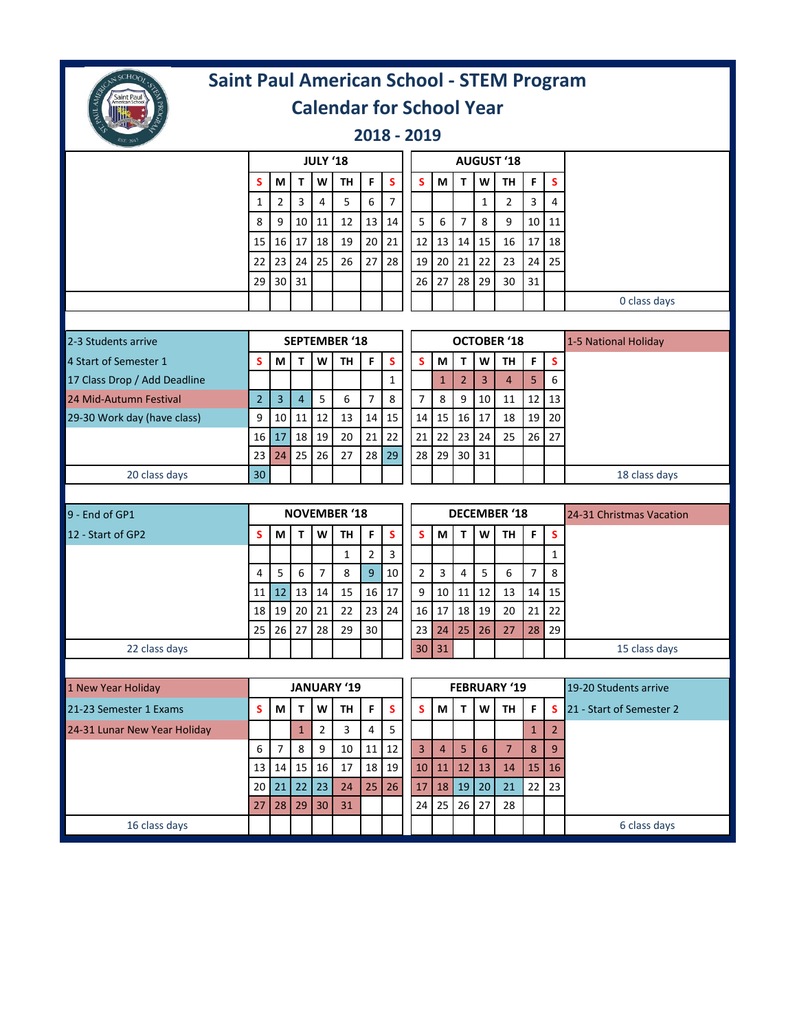# Saint Paul American School - STEM Program

## Calendar for School Year

### 2018 - 2019

**JULY '18**

| S | M | T | W | TH | F | S |
|---|---|---|---|---|---|---|
| 1 | 2 | 3 | 4 | 5 | 6 | 7 |
| 8 | 9 | 10 | 11 | 12 | 13 | 14 |
| 15 | 16 | 17 | 18 | 19 | 20 | 21 |
| 22 | 23 | 24 | 25 | 26 | 27 | 28 |
| 29 | 30 | 31 | | | | |

**AUGUST '18**

| S | M | T | W | TH | F | S |
|---|---|---|---|---|---|---|
| | | | 1 | 2 | 3 | 4 |
| 5 | 6 | 7 | 8 | 9 | 10 | 11 |
| 12 | 13 | 14 | 15 | 16 | 17 | 18 |
| 19 | 20 | 21 | 22 | 23 | 24 | 25 |
| 26 | 27 | 28 | 29 | 30 | 31 | |

0 class days

---

- 2-3 Students arrive
- 4 Start of Semester 1
- 17 Class Drop / Add Deadline
- 24 Mid-Autumn Festival
- 29-30 Work day (have class)

**SEPTEMBER '18**

| S | M | T | W | TH | F | S |
|---|---|---|---|---|---|---|
| | | | | | | 1 |
| 2 | 3 | 4 | 5 | 6 | 7 | 8 |
| 9 | 10 | 11 | 12 | 13 | 14 | 15 |
| 16 | 17 | 18 | 19 | 20 | 21 | 22 |
| 23 | 24 | 25 | 26 | 27 | 28 | 29 |
| 30 | | | | | | |

20 class days

**OCTOBER '18**

| S | M | T | W | TH | F | S |
|---|---|---|---|---|---|---|
| | 1 | 2 | 3 | 4 | 5 | 6 |
| 7 | 8 | 9 | 10 | 11 | 12 | 13 |
| 14 | 15 | 16 | 17 | 18 | 19 | 20 |
| 21 | 22 | 23 | 24 | 25 | 26 | 27 |
| 28 | 29 | 30 | 31 | | | |

- 1-5 National Holiday

18 class days

---

- 9 - End of GP1
- 12 - Start of GP2

**NOVEMBER '18**

| S | M | T | W | TH | F | S |
|---|---|---|---|---|---|---|
| | | | | 1 | 2 | 3 |
| 4 | 5 | 6 | 7 | 8 | 9 | 10 |
| 11 | 12 | 13 | 14 | 15 | 16 | 17 |
| 18 | 19 | 20 | 21 | 22 | 23 | 24 |
| 25 | 26 | 27 | 28 | 29 | 30 | |

22 class days

**DECEMBER '18**

| S | M | T | W | TH | F | S |
|---|---|---|---|---|---|---|
| | | | | | | 1 |
| 2 | 3 | 4 | 5 | 6 | 7 | 8 |
| 9 | 10 | 11 | 12 | 13 | 14 | 15 |
| 16 | 17 | 18 | 19 | 20 | 21 | 22 |
| 23 | 24 | 25 | 26 | 27 | 28 | 29 |
| 30 | 31 | | | | | |

- 24-31 Christmas Vacation

15 class days

---

- 1 New Year Holiday
- 21-23 Semester 1 Exams
- 24-31 Lunar New Year Holiday

**JANUARY '19**

| S | M | T | W | TH | F | S |
|---|---|---|---|---|---|---|
| | | 1 | 2 | 3 | 4 | 5 |
| 6 | 7 | 8 | 9 | 10 | 11 | 12 |
| 13 | 14 | 15 | 16 | 17 | 18 | 19 |
| 20 | 21 | 22 | 23 | 24 | 25 | 26 |
| 27 | 28 | 29 | 30 | 31 | | |

16 class days

**FEBRUARY '19**

| S | M | T | W | TH | F | S |
|---|---|---|---|---|---|---|
| | | | | | 1 | 2 |
| 3 | 4 | 5 | 6 | 7 | 8 | 9 |
| 10 | 11 | 12 | 13 | 14 | 15 | 16 |
| 17 | 18 | 19 | 20 | 21 | 22 | 23 |
| 24 | 25 | 26 | 27 | 28 | | |

- 19-20 Students arrive
- 21 - Start of Semester 2

6 class days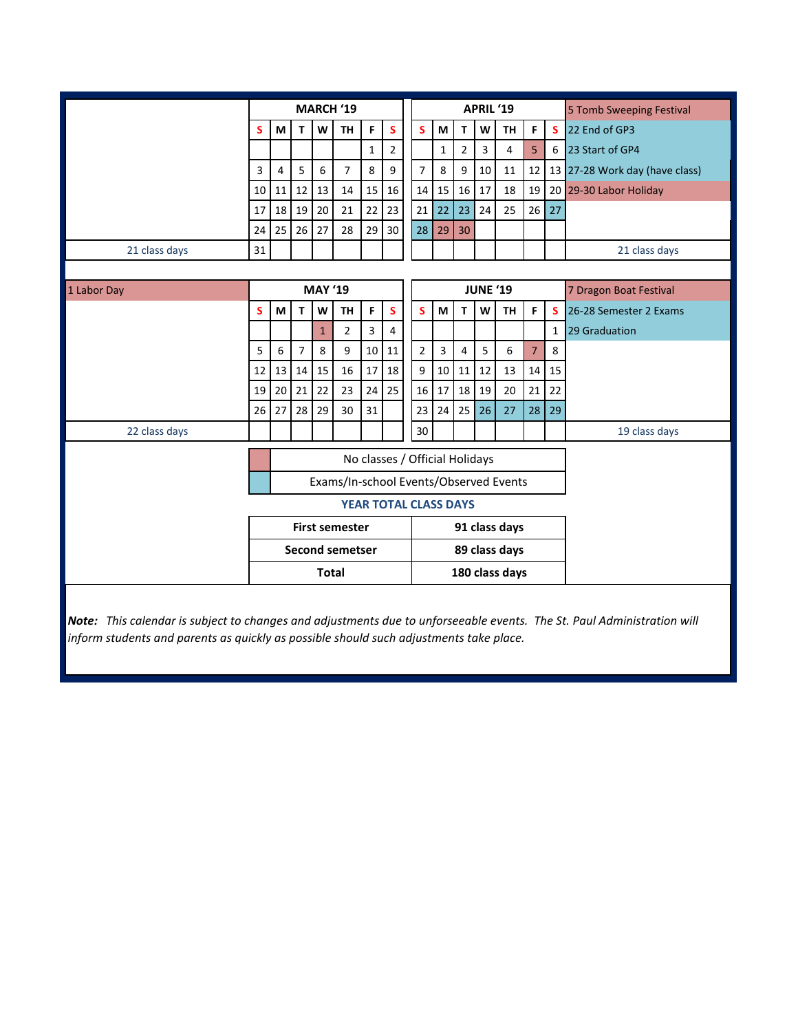## MARCH '19

| S | M | T | W | TH | F | S |
|---|---|---|---|---|---|---|
| | | | | | 1 | 2 |
| 3 | 4 | 5 | 6 | 7 | 8 | 9 |
| 10 | 11 | 12 | 13 | 14 | 15 | 16 |
| 17 | 18 | 19 | 20 | 21 | 22 | 23 |
| 24 | 25 | 26 | 27 | 28 | 29 | 30 |
| 31 | | | | | | |

21 class days

## APRIL '19

| S | M | T | W | TH | F | S |
|---|---|---|---|---|---|---|
| | 1 | 2 | 3 | 4 | 5 | 6 |
| 7 | 8 | 9 | 10 | 11 | 12 | 13 |
| 14 | 15 | 16 | 17 | 18 | 19 | 20 |
| 21 | 22 | 23 | 24 | 25 | 26 | 27 |
| 28 | 29 | 30 | | | | |

- 5 Tomb Sweeping Festival
- 22 End of GP3
- 23 Start of GP4
- 27-28 Work day (have class)
- 29-30 Labor Holiday

21 class days

## MAY '19

| S | M | T | W | TH | F | S |
|---|---|---|---|---|---|---|
| | | | 1 | 2 | 3 | 4 |
| 5 | 6 | 7 | 8 | 9 | 10 | 11 |
| 12 | 13 | 14 | 15 | 16 | 17 | 18 |
| 19 | 20 | 21 | 22 | 23 | 24 | 25 |
| 26 | 27 | 28 | 29 | 30 | 31 | |

- 1 Labor Day

22 class days

## JUNE '19

| S | M | T | W | TH | F | S |
|---|---|---|---|---|---|---|
| | | | | | | 1 |
| 2 | 3 | 4 | 5 | 6 | 7 | 8 |
| 9 | 10 | 11 | 12 | 13 | 14 | 15 |
| 16 | 17 | 18 | 19 | 20 | 21 | 22 |
| 23 | 24 | 25 | 26 | 27 | 28 | 29 |
| 30 | | | | | | |

- 7 Dragon Boat Festival
- 26-28 Semester 2 Exams
- 29 Graduation

19 class days

| | |
|---|---|
| (red) | No classes / Official Holidays |
| (blue) | Exams/In-school Events/Observed Events |

**YEAR TOTAL CLASS DAYS**

| | |
|---|---|
| **First semester** | **91 class days** |
| **Second semetser** | **89 class days** |
| **Total** | **180 class days** |

***Note:*** *This calendar is subject to changes and adjustments due to unforseeable events. The St. Paul Administration will inform students and parents as quickly as possible should such adjustments take place.*